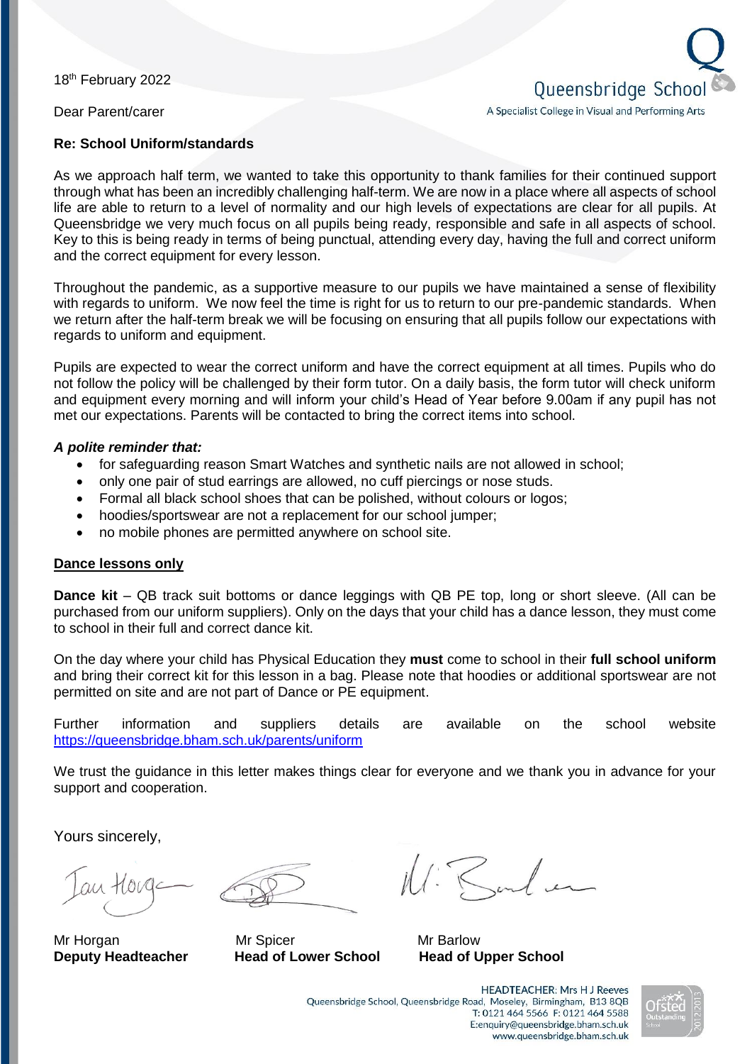18th February 2022

Queensbridge School
A Specialist College in Visual and Performing Arts

Dear Parent/carer

**Re: School Uniform/standards**

As we approach half term, we wanted to take this opportunity to thank families for their continued support through what has been an incredibly challenging half-term. We are now in a place where all aspects of school life are able to return to a level of normality and our high levels of expectations are clear for all pupils. At Queensbridge we very much focus on all pupils being ready, responsible and safe in all aspects of school. Key to this is being ready in terms of being punctual, attending every day, having the full and correct uniform and the correct equipment for every lesson.

Throughout the pandemic, as a supportive measure to our pupils we have maintained a sense of flexibility with regards to uniform. We now feel the time is right for us to return to our pre-pandemic standards. When we return after the half-term break we will be focusing on ensuring that all pupils follow our expectations with regards to uniform and equipment.

Pupils are expected to wear the correct uniform and have the correct equipment at all times. Pupils who do not follow the policy will be challenged by their form tutor. On a daily basis, the form tutor will check uniform and equipment every morning and will inform your child's Head of Year before 9.00am if any pupil has not met our expectations. Parents will be contacted to bring the correct items into school.

***A polite reminder that:***

- for safeguarding reason Smart Watches and synthetic nails are not allowed in school;
- only one pair of stud earrings are allowed, no cuff piercings or nose studs.
- Formal all black school shoes that can be polished, without colours or logos;
- hoodies/sportswear are not a replacement for our school jumper;
- no mobile phones are permitted anywhere on school site.

**Dance lessons only**

**Dance kit** – QB track suit bottoms or dance leggings with QB PE top, long or short sleeve. (All can be purchased from our uniform suppliers). Only on the days that your child has a dance lesson, they must come to school in their full and correct dance kit.

On the day where your child has Physical Education they **must** come to school in their **full school uniform** and bring their correct kit for this lesson in a bag. Please note that hoodies or additional sportswear are not permitted on site and are not part of Dance or PE equipment.

Further information and suppliers details are available on the school website https://queensbridge.bham.sch.uk/parents/uniform

We trust the guidance in this letter makes things clear for everyone and we thank you in advance for your support and cooperation.

Yours sincerely,

| Mr Horgan | Mr Spicer | Mr Barlow |
| --- | --- | --- |
| **Deputy Headteacher** | **Head of Lower School** | **Head of Upper School** |

HEADTEACHER: Mrs H J Reeves
Queensbridge School, Queensbridge Road, Moseley, Birmingham, B13 8QB
T: 0121 464 5566 F: 0121 464 5588
E:enquiry@queensbridge.bham.sch.uk
www.queensbridge.bham.sch.uk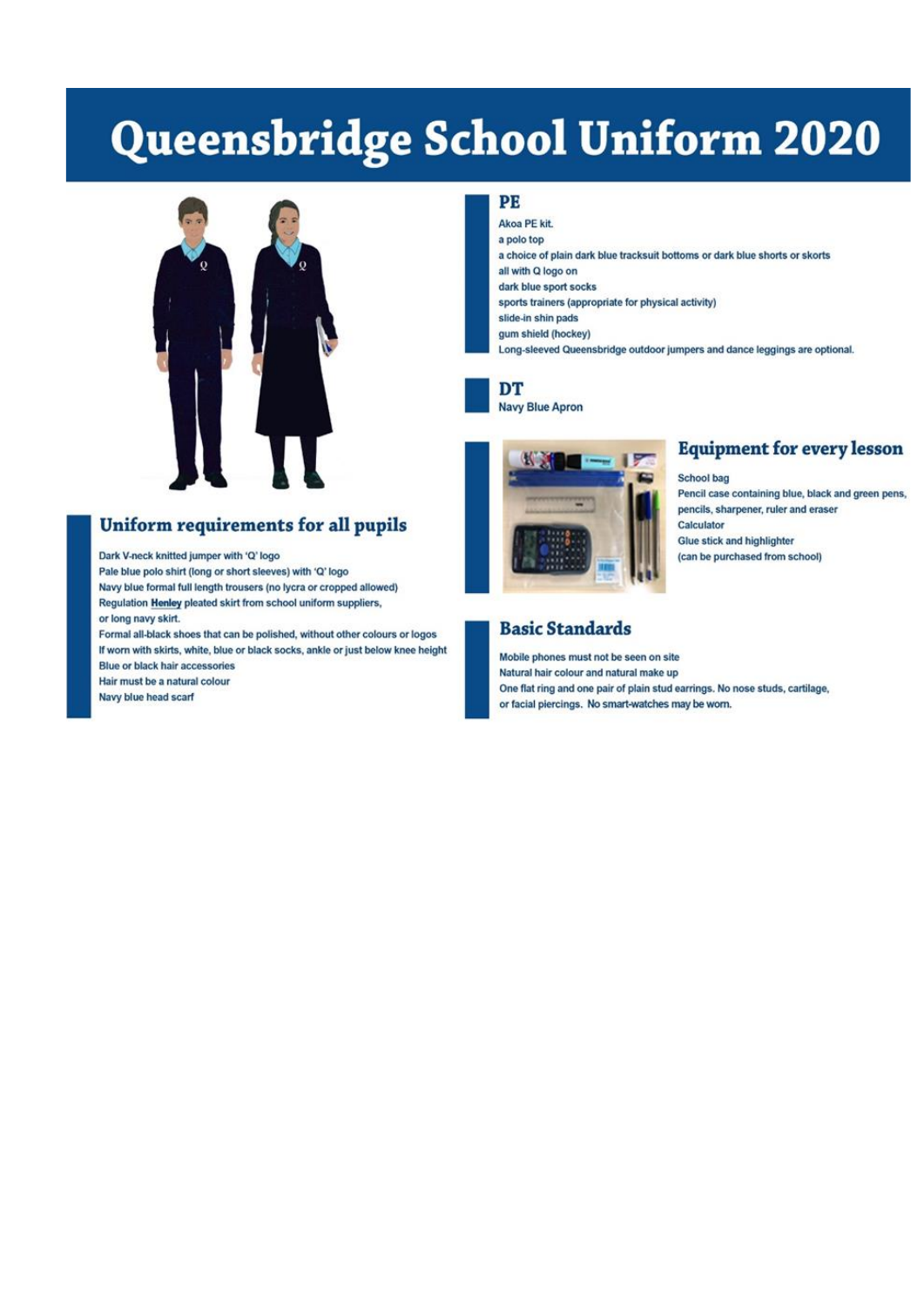# Queensbridge School Uniform 2020

## Uniform requirements for all pupils

Dark V-neck knitted jumper with 'Q' logo
Pale blue polo shirt (long or short sleeves) with 'Q' logo
Navy blue formal full length trousers (no lycra or cropped allowed)
Regulation **Henley** pleated skirt from school uniform suppliers,
or long navy skirt.
Formal all-black shoes that can be polished, without other colours or logos
If worn with skirts, white, blue or black socks, ankle or just below knee height
Blue or black hair accessories
Hair must be a natural colour
Navy blue head scarf

## PE

Akoa PE kit.
a polo top
a choice of plain dark blue tracksuit bottoms or dark blue shorts or skorts
all with Q logo on
dark blue sport socks
sports trainers (appropriate for physical activity)
slide-in shin pads
gum shield (hockey)
Long-sleeved Queensbridge outdoor jumpers and dance leggings are optional.

## DT

Navy Blue Apron

## Equipment for every lesson

School bag
Pencil case containing blue, black and green pens, pencils, sharpener, ruler and eraser
Calculator
Glue stick and highlighter
(can be purchased from school)

## Basic Standards

Mobile phones must not be seen on site
Natural hair colour and natural make up
One flat ring and one pair of plain stud earrings. No nose studs, cartilage, or facial piercings. No smart-watches may be worn.